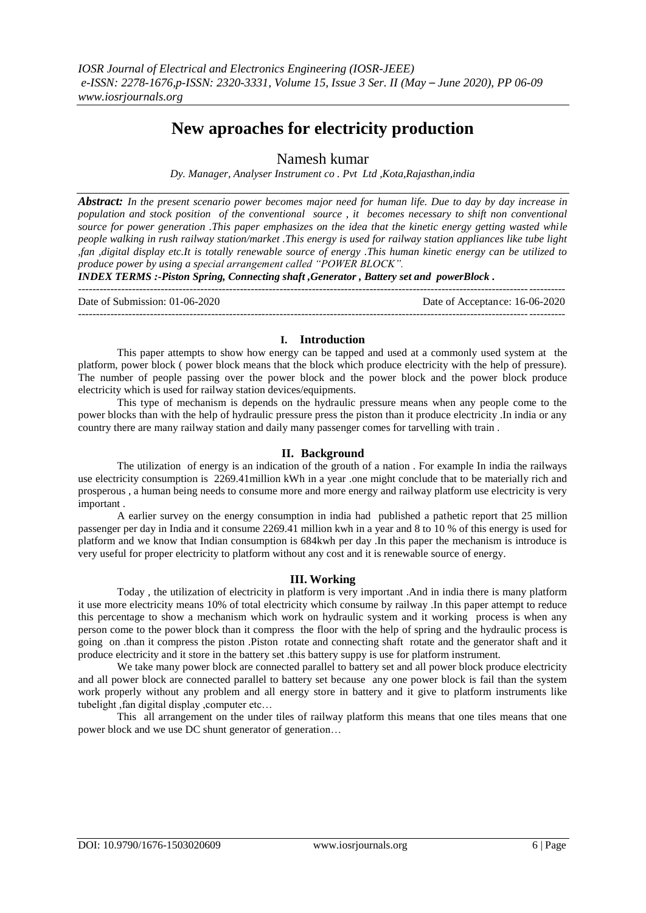*IOSR Journal of Electrical and Electronics Engineering (IOSR-JEEE)*
*e-ISSN: 2278-1676,p-ISSN: 2320-3331, Volume 15, Issue 3 Ser. II (May – June 2020), PP 06-09*
*www.iosrjournals.org*

# New aproaches for electricity production

Namesh kumar

*Dy. Manager, Analyser Instrument co . Pvt Ltd ,Kota,Rajasthan,india*

***Abstract:*** *In the present scenario power becomes major need for human life. Due to day by day increase in population and stock position of the conventional source , it becomes necessary to shift non conventional source for power generation .This paper emphasizes on the idea that the kinetic energy getting wasted while people walking in rush railway station/market .This energy is used for railway station appliances like tube light ,fan ,digital display etc.It is totally renewable source of energy .This human kinetic energy can be utilized to produce power by using a special arrangement called "POWER BLOCK".*

***INDEX TERMS :-Piston Spring, Connecting shaft ,Generator , Battery set and powerBlock .***

---

Date of Submission: 01-06-2020 Date of Acceptance: 16-06-2020

---

## I. Introduction

This paper attempts to show how energy can be tapped and used at a commonly used system at the platform, power block ( power block means that the block which produce electricity with the help of pressure). The number of people passing over the power block and the power block and the power block produce electricity which is used for railway station devices/equipments.

This type of mechanism is depends on the hydraulic pressure means when any people come to the power blocks than with the help of hydraulic pressure press the piston than it produce electricity .In india or any country there are many railway station and daily many passenger comes for tarvelling with train .

## II. Background

The utilization of energy is an indication of the grouth of a nation . For example In india the railways use electricity consumption is 2269.41million kWh in a year .one might conclude that to be materially rich and prosperous , a human being needs to consume more and more energy and railway platform use electricity is very important .

A earlier survey on the energy consumption in india had published a pathetic report that 25 million passenger per day in India and it consume 2269.41 million kwh in a year and 8 to 10 % of this energy is used for platform and we know that Indian consumption is 684kwh per day .In this paper the mechanism is introduce is very useful for proper electricity to platform without any cost and it is renewable source of energy.

## III. Working

Today , the utilization of electricity in platform is very important .And in india there is many platform it use more electricity means 10% of total electricity which consume by railway .In this paper attempt to reduce this percentage to show a mechanism which work on hydraulic system and it working process is when any person come to the power block than it compress the floor with the help of spring and the hydraulic process is going on .than it compress the piston .Piston rotate and connecting shaft rotate and the generator shaft and it produce electricity and it store in the battery set .this battery suppy is use for platform instrument.

We take many power block are connected parallel to battery set and all power block produce electricity and all power block are connected parallel to battery set because any one power block is fail than the system work properly without any problem and all energy store in battery and it give to platform instruments like tubelight ,fan digital display ,computer etc…

This all arrangement on the under tiles of railway platform this means that one tiles means that one power block and we use DC shunt generator of generation…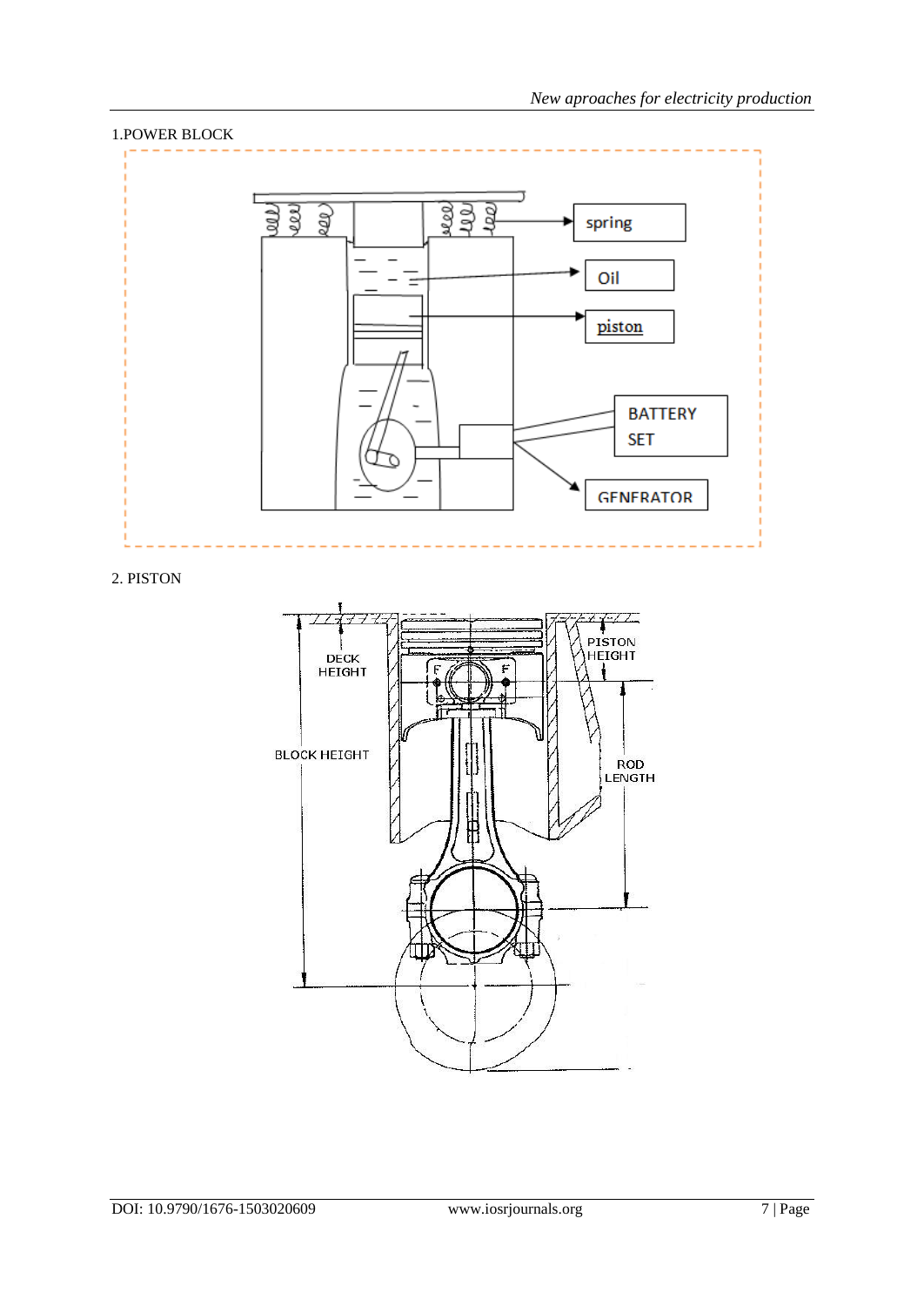1.POWER BLOCK

2. PISTON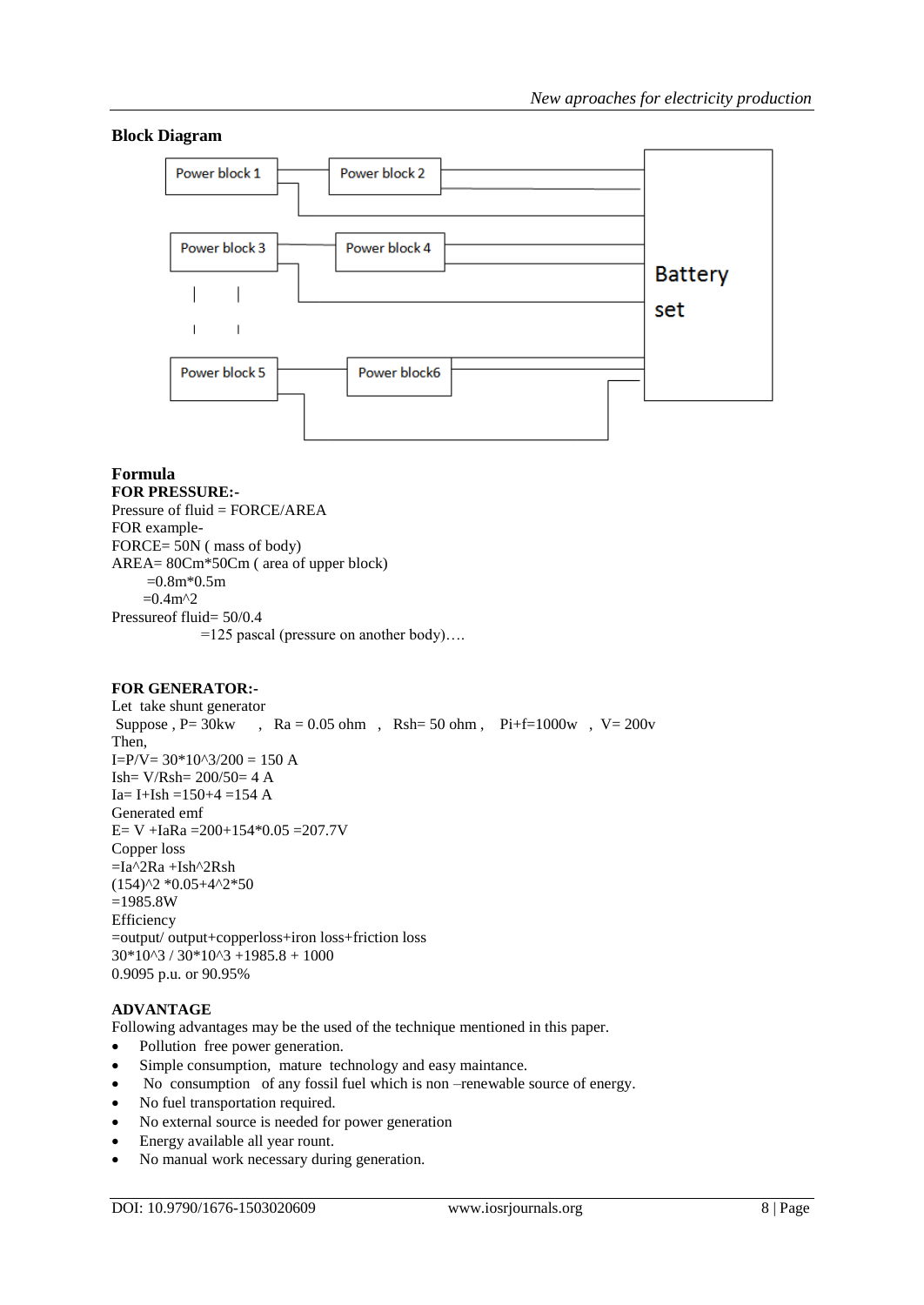## Block Diagram

## Formula

**FOR PRESSURE:-**

Pressure of fluid = FORCE/AREA

FOR example-

FORCE= 50N ( mass of body)

AREA= 80Cm*50Cm ( area of upper block)

=0.8m*0.5m

=0.4m^2

Pressureof fluid= 50/0.4

=125 pascal (pressure on another body)….

**FOR GENERATOR:-**

Let take shunt generator

Suppose , P= 30kw , Ra = 0.05 ohm , Rsh= 50 ohm , Pi+f=1000w , V= 200v

Then,

I=P/V= 30*10^3/200 = 150 A

Ish= V/Rsh= 200/50= 4 A

Ia= I+Ish =150+4 =154 A

Generated emf

E= V +IaRa =200+154*0.05 =207.7V

Copper loss

=Ia^2Ra +Ish^2Rsh

(154)^2 *0.05+4^2*50

=1985.8W

Efficiency

=output/ output+copperloss+iron loss+friction loss

30*10^3 / 30*10^3 +1985.8 + 1000

0.9095 p.u. or 90.95%

## ADVANTAGE

Following advantages may be the used of the technique mentioned in this paper.

- Pollution free power generation.
- Simple consumption, mature technology and easy maintance.
- No consumption of any fossil fuel which is non –renewable source of energy.
- No fuel transportation required.
- No external source is needed for power generation
- Energy available all year rount.
- No manual work necessary during generation.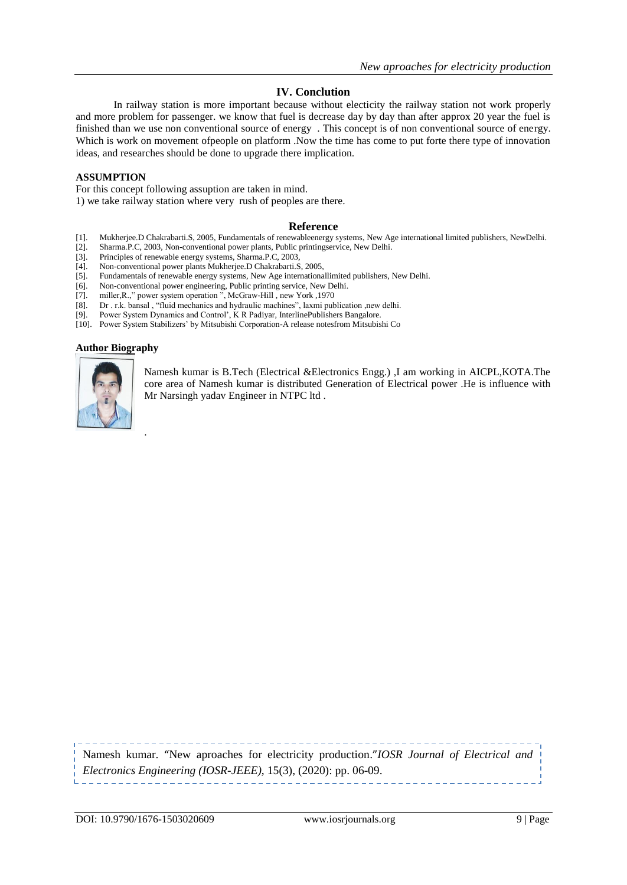## IV. Conclusion

In railway station is more important because without electicity the railway station not work properly and more problem for passenger. we know that fuel is decrease day by day than after approx 20 year the fuel is finished than we use non conventional source of energy . This concept is of non conventional source of energy. Which is work on movement ofpeople on platform .Now the time has come to put forte there type of innovation ideas, and researches should be done to upgrade there implication.

**ASSUMPTION**

For this concept following assuption are taken in mind.

1) we take railway station where very rush of peoples are there.

## Reference

[1]. Mukherjee.D Chakrabarti.S, 2005, Fundamentals of renewableenergy systems, New Age international limited publishers, NewDelhi.
[2]. Sharma.P.C, 2003, Non-conventional power plants, Public printingservice, New Delhi.
[3]. Principles of renewable energy systems, Sharma.P.C, 2003,
[4]. Non-conventional power plants Mukherjee.D Chakrabarti.S, 2005,
[5]. Fundamentals of renewable energy systems, New Age internationallimited publishers, New Delhi.
[6]. Non-conventional power engineering, Public printing service, New Delhi.
[7]. miller,R.," power system operation ", McGraw-Hill , new York ,1970
[8]. Dr . r.k. bansal , "fluid mechanics and hydraulic machines", laxmi publication ,new delhi.
[9]. Power System Dynamics and Control', K R Padiyar, InterlinePublishers Bangalore.
[10]. Power System Stabilizers' by Mitsubishi Corporation-A release notesfrom Mitsubishi Co

**Author Biography**

Namesh kumar is B.Tech (Electrical &Electronics Engg.) ,I am working in AICPL,KOTA.The core area of Namesh kumar is distributed Generation of Electrical power .He is influence with Mr Narsingh yadav Engineer in NTPC ltd .

Namesh kumar. "New aproaches for electricity production."*IOSR Journal of Electrical and Electronics Engineering (IOSR-JEEE)*, 15(3), (2020): pp. 06-09.